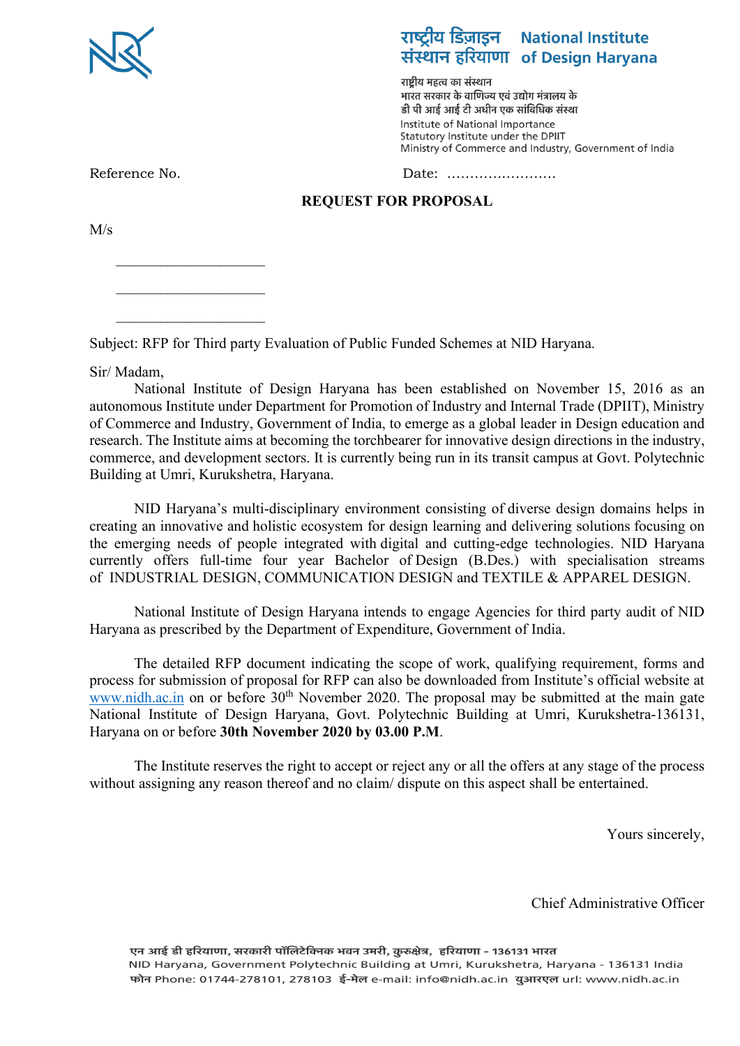राष्ट्रीय डिज़ाइन संस्थान हरियाणा

**National Institute of Design Haryana**

राष्ट्रीय महत्व का संस्थान
भारत सरकार के वाणिज्य एवं उद्योग मंत्रालय के
डी पी आई आई टी अधीन एक सांविधिक संस्था

Institute of National Importance
Statutory Institute under the DPIIT
Ministry of Commerce and Industry, Government of India

Reference No. Date: ........................

## REQUEST FOR PROPOSAL

M/s

____________________

____________________

____________________

Subject: RFP for Third party Evaluation of Public Funded Schemes at NID Haryana.

Sir/ Madam,

National Institute of Design Haryana has been established on November 15, 2016 as an autonomous Institute under Department for Promotion of Industry and Internal Trade (DPIIT), Ministry of Commerce and Industry, Government of India, to emerge as a global leader in Design education and research. The Institute aims at becoming the torchbearer for innovative design directions in the industry, commerce, and development sectors. It is currently being run in its transit campus at Govt. Polytechnic Building at Umri, Kurukshetra, Haryana.

NID Haryana's multi-disciplinary environment consisting of diverse design domains helps in creating an innovative and holistic ecosystem for design learning and delivering solutions focusing on the emerging needs of people integrated with digital and cutting-edge technologies. NID Haryana currently offers full-time four year Bachelor of Design (B.Des.) with specialisation streams of INDUSTRIAL DESIGN, COMMUNICATION DESIGN and TEXTILE & APPAREL DESIGN.

National Institute of Design Haryana intends to engage Agencies for third party audit of NID Haryana as prescribed by the Department of Expenditure, Government of India.

The detailed RFP document indicating the scope of work, qualifying requirement, forms and process for submission of proposal for RFP can also be downloaded from Institute's official website at www.nidh.ac.in on or before 30th November 2020. The proposal may be submitted at the main gate National Institute of Design Haryana, Govt. Polytechnic Building at Umri, Kurukshetra-136131, Haryana on or before **30th November 2020 by 03.00 P.M**.

The Institute reserves the right to accept or reject any or all the offers at any stage of the process without assigning any reason thereof and no claim/ dispute on this aspect shall be entertained.

Yours sincerely,

Chief Administrative Officer

एन आई डी हरियाणा, सरकारी पॉलिटेक्निक भवन उमरी, कुरुक्षेत्र, हरियाणा - 136131 भारत
NID Haryana, Government Polytechnic Building at Umri, Kurukshetra, Haryana - 136131 India
फोन Phone: 01744-278101, 278103 ई-मेल e-mail: info@nidh.ac.in युआरएल url: www.nidh.ac.in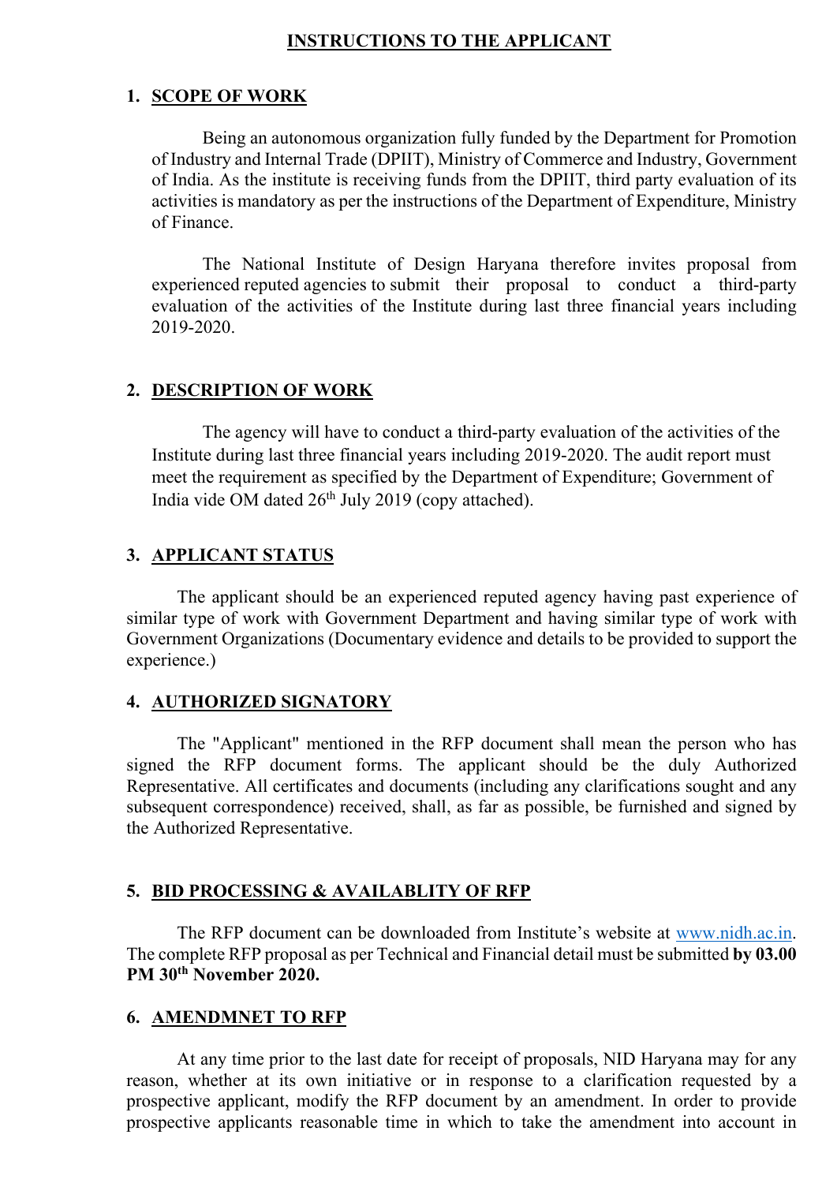# INSTRUCTIONS TO THE APPLICANT

## 1. SCOPE OF WORK

Being an autonomous organization fully funded by the Department for Promotion of Industry and Internal Trade (DPIIT), Ministry of Commerce and Industry, Government of India. As the institute is receiving funds from the DPIIT, third party evaluation of its activities is mandatory as per the instructions of the Department of Expenditure, Ministry of Finance.

The National Institute of Design Haryana therefore invites proposal from experienced reputed agencies to submit their proposal to conduct a third-party evaluation of the activities of the Institute during last three financial years including 2019-2020.

## 2. DESCRIPTION OF WORK

The agency will have to conduct a third-party evaluation of the activities of the Institute during last three financial years including 2019-2020. The audit report must meet the requirement as specified by the Department of Expenditure; Government of India vide OM dated 26th July 2019 (copy attached).

## 3. APPLICANT STATUS

The applicant should be an experienced reputed agency having past experience of similar type of work with Government Department and having similar type of work with Government Organizations (Documentary evidence and details to be provided to support the experience.)

## 4. AUTHORIZED SIGNATORY

The "Applicant" mentioned in the RFP document shall mean the person who has signed the RFP document forms. The applicant should be the duly Authorized Representative. All certificates and documents (including any clarifications sought and any subsequent correspondence) received, shall, as far as possible, be furnished and signed by the Authorized Representative.

## 5. BID PROCESSING & AVAILABLITY OF RFP

The RFP document can be downloaded from Institute's website at www.nidh.ac.in. The complete RFP proposal as per Technical and Financial detail must be submitted **by 03.00 PM 30th November 2020.**

## 6. AMENDMNET TO RFP

At any time prior to the last date for receipt of proposals, NID Haryana may for any reason, whether at its own initiative or in response to a clarification requested by a prospective applicant, modify the RFP document by an amendment. In order to provide prospective applicants reasonable time in which to take the amendment into account in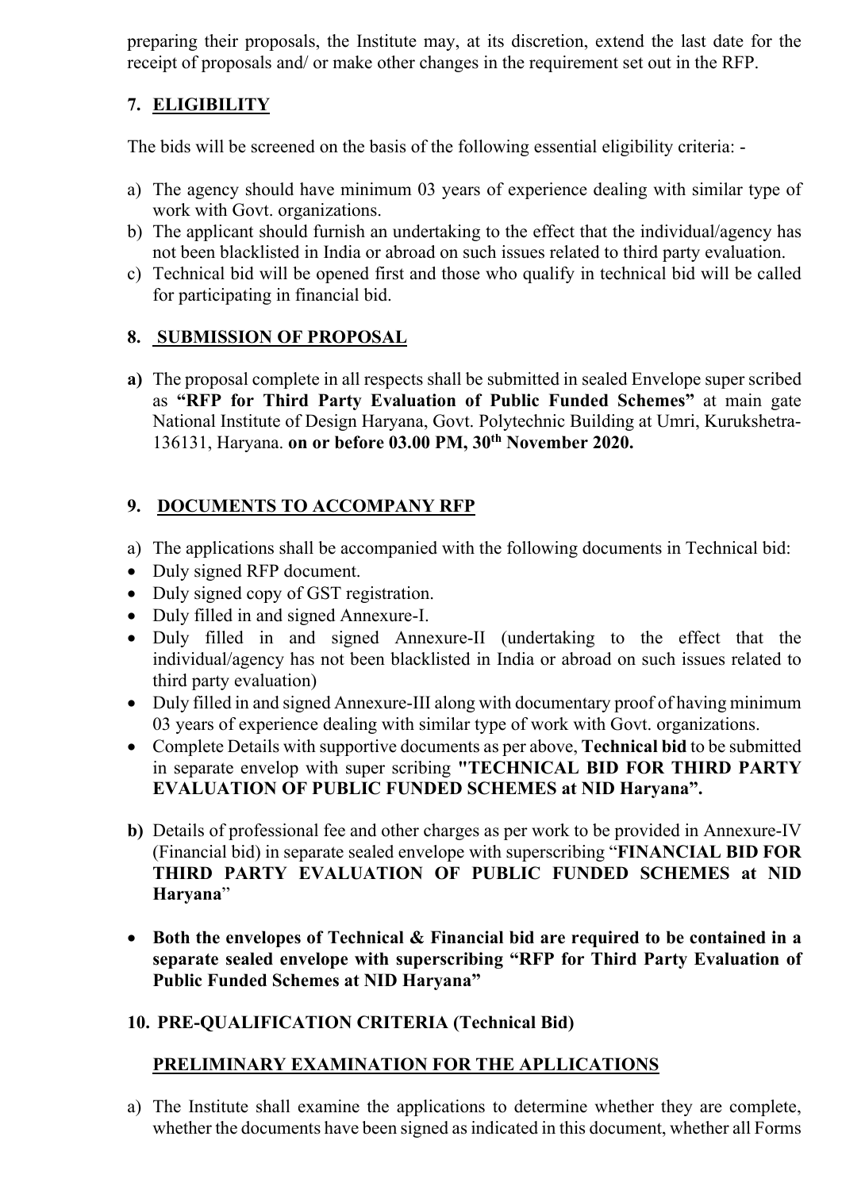preparing their proposals, the Institute may, at its discretion, extend the last date for the receipt of proposals and/ or make other changes in the requirement set out in the RFP.

## 7. ELIGIBILITY

The bids will be screened on the basis of the following essential eligibility criteria: -

a) The agency should have minimum 03 years of experience dealing with similar type of work with Govt. organizations.
b) The applicant should furnish an undertaking to the effect that the individual/agency has not been blacklisted in India or abroad on such issues related to third party evaluation.
c) Technical bid will be opened first and those who qualify in technical bid will be called for participating in financial bid.

## 8. SUBMISSION OF PROPOSAL

**a)** The proposal complete in all respects shall be submitted in sealed Envelope super scribed as **"RFP for Third Party Evaluation of Public Funded Schemes"** at main gate National Institute of Design Haryana, Govt. Polytechnic Building at Umri, Kurukshetra-136131, Haryana. **on or before 03.00 PM, 30th November 2020.**

## 9. DOCUMENTS TO ACCOMPANY RFP

a) The applications shall be accompanied with the following documents in Technical bid:

- Duly signed RFP document.
- Duly signed copy of GST registration.
- Duly filled in and signed Annexure-I.
- Duly filled in and signed Annexure-II (undertaking to the effect that the individual/agency has not been blacklisted in India or abroad on such issues related to third party evaluation)
- Duly filled in and signed Annexure-III along with documentary proof of having minimum 03 years of experience dealing with similar type of work with Govt. organizations.
- Complete Details with supportive documents as per above, **Technical bid** to be submitted in separate envelop with super scribing **"TECHNICAL BID FOR THIRD PARTY EVALUATION OF PUBLIC FUNDED SCHEMES at NID Haryana".**

**b)** Details of professional fee and other charges as per work to be provided in Annexure-IV (Financial bid) in separate sealed envelope with superscribing "**FINANCIAL BID FOR THIRD PARTY EVALUATION OF PUBLIC FUNDED SCHEMES at NID Haryana**"

- **Both the envelopes of Technical & Financial bid are required to be contained in a separate sealed envelope with superscribing "RFP for Third Party Evaluation of Public Funded Schemes at NID Haryana"**

## 10. PRE-QUALIFICATION CRITERIA (Technical Bid)

### PRELIMINARY EXAMINATION FOR THE APLLICATIONS

a) The Institute shall examine the applications to determine whether they are complete, whether the documents have been signed as indicated in this document, whether all Forms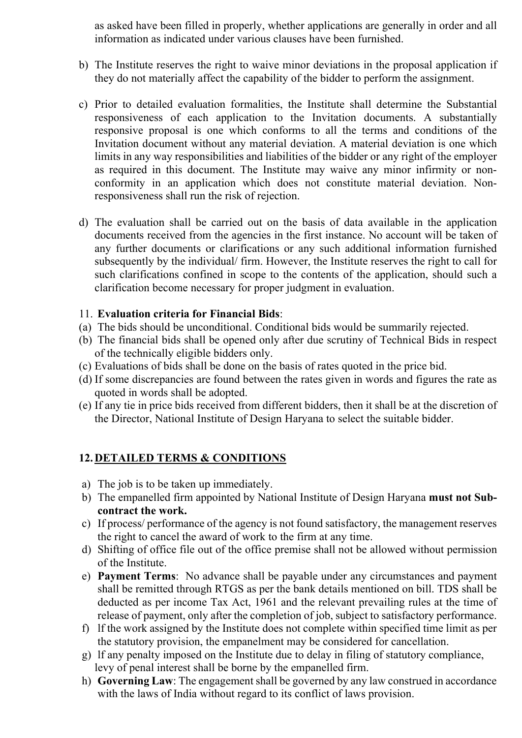as asked have been filled in properly, whether applications are generally in order and all information as indicated under various clauses have been furnished.

b) The Institute reserves the right to waive minor deviations in the proposal application if they do not materially affect the capability of the bidder to perform the assignment.

c) Prior to detailed evaluation formalities, the Institute shall determine the Substantial responsiveness of each application to the Invitation documents. A substantially responsive proposal is one which conforms to all the terms and conditions of the Invitation document without any material deviation. A material deviation is one which limits in any way responsibilities and liabilities of the bidder or any right of the employer as required in this document. The Institute may waive any minor infirmity or non-conformity in an application which does not constitute material deviation. Non-responsiveness shall run the risk of rejection.

d) The evaluation shall be carried out on the basis of data available in the application documents received from the agencies in the first instance. No account will be taken of any further documents or clarifications or any such additional information furnished subsequently by the individual/ firm. However, the Institute reserves the right to call for such clarifications confined in scope to the contents of the application, should such a clarification become necessary for proper judgment in evaluation.

11. **Evaluation criteria for Financial Bids**:

(a) The bids should be unconditional. Conditional bids would be summarily rejected.
(b) The financial bids shall be opened only after due scrutiny of Technical Bids in respect of the technically eligible bidders only.
(c) Evaluations of bids shall be done on the basis of rates quoted in the price bid.
(d) If some discrepancies are found between the rates given in words and figures the rate as quoted in words shall be adopted.
(e) If any tie in price bids received from different bidders, then it shall be at the discretion of the Director, National Institute of Design Haryana to select the suitable bidder.

**12. <u>DETAILED TERMS & CONDITIONS</u>**

a) The job is to be taken up immediately.
b) The empanelled firm appointed by National Institute of Design Haryana **must not Sub-contract the work.**
c) If process/ performance of the agency is not found satisfactory, the management reserves the right to cancel the award of work to the firm at any time.
d) Shifting of office file out of the office premise shall not be allowed without permission of the Institute.
e) **Payment Terms**: No advance shall be payable under any circumstances and payment shall be remitted through RTGS as per the bank details mentioned on bill. TDS shall be deducted as per income Tax Act, 1961 and the relevant prevailing rules at the time of release of payment, only after the completion of job, subject to satisfactory performance.
f) If the work assigned by the Institute does not complete within specified time limit as per the statutory provision, the empanelment may be considered for cancellation.
g) If any penalty imposed on the Institute due to delay in filing of statutory compliance, levy of penal interest shall be borne by the empanelled firm.
h) **Governing Law**: The engagement shall be governed by any law construed in accordance with the laws of India without regard to its conflict of laws provision.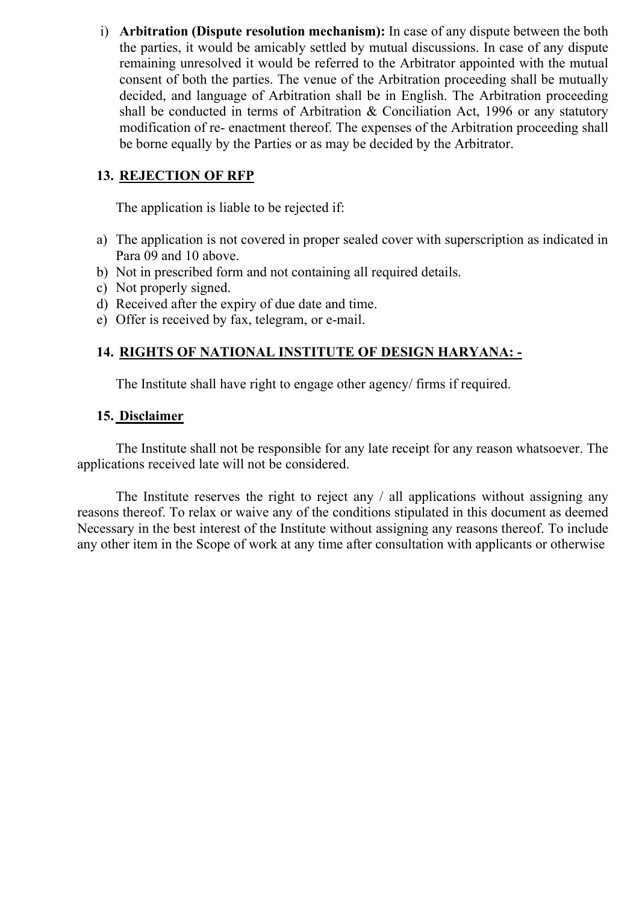i) **Arbitration (Dispute resolution mechanism):** In case of any dispute between the both the parties, it would be amicably settled by mutual discussions. In case of any dispute remaining unresolved it would be referred to the Arbitrator appointed with the mutual consent of both the parties. The venue of the Arbitration proceeding shall be mutually decided, and language of Arbitration shall be in English. The Arbitration proceeding shall be conducted in terms of Arbitration & Conciliation Act, 1996 or any statutory modification of re- enactment thereof. The expenses of the Arbitration proceeding shall be borne equally by the Parties or as may be decided by the Arbitrator.

## 13. REJECTION OF RFP

The application is liable to be rejected if:

a) The application is not covered in proper sealed cover with superscription as indicated in Para 09 and 10 above.
b) Not in prescribed form and not containing all required details.
c) Not properly signed.
d) Received after the expiry of due date and time.
e) Offer is received by fax, telegram, or e-mail.

## 14. RIGHTS OF NATIONAL INSTITUTE OF DESIGN HARYANA: -

The Institute shall have right to engage other agency/ firms if required.

## 15. Disclaimer

The Institute shall not be responsible for any late receipt for any reason whatsoever. The applications received late will not be considered.

The Institute reserves the right to reject any / all applications without assigning any reasons thereof. To relax or waive any of the conditions stipulated in this document as deemed Necessary in the best interest of the Institute without assigning any reasons thereof. To include any other item in the Scope of work at any time after consultation with applicants or otherwise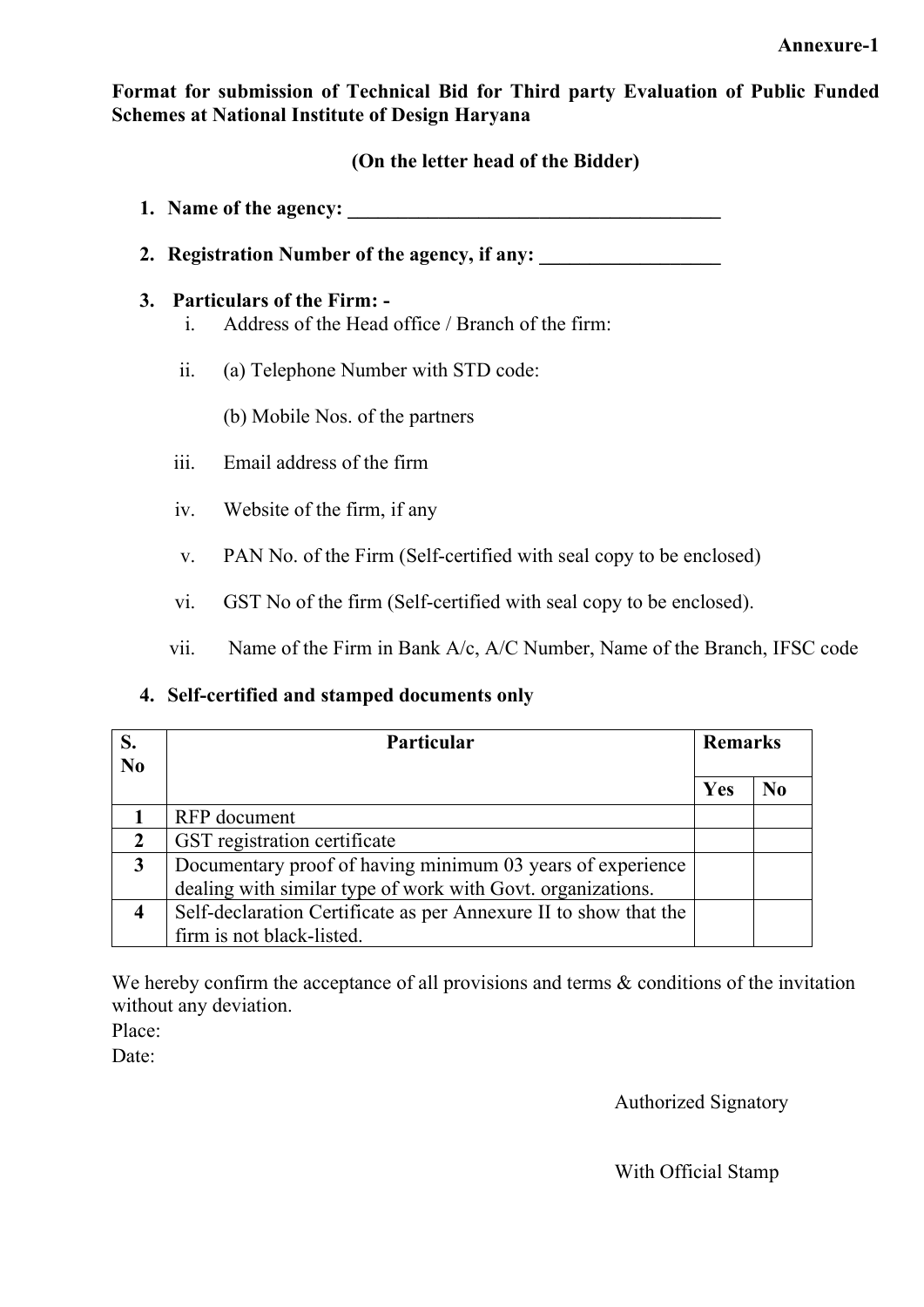**Annexure-1**

**Format for submission of Technical Bid for Third party Evaluation of Public Funded Schemes at National Institute of Design Haryana**

**(On the letter head of the Bidder)**

1. **Name of the agency: ______________________________________**

2. **Registration Number of the agency, if any: __________________**

3. **Particulars of the Firm: -**
   i. Address of the Head office / Branch of the firm:

   ii. (a) Telephone Number with STD code:

   (b) Mobile Nos. of the partners

   iii. Email address of the firm

   iv. Website of the firm, if any

   v. PAN No. of the Firm (Self-certified with seal copy to be enclosed)

   vi. GST No of the firm (Self-certified with seal copy to be enclosed).

   vii. Name of the Firm in Bank A/c, A/C Number, Name of the Branch, IFSC code

4. **Self-certified and stamped documents only**

| S. No | Particular | Remarks | |
|---|---|---|---|
| | | Yes | No |
| 1 | RFP document | | |
| 2 | GST registration certificate | | |
| 3 | Documentary proof of having minimum 03 years of experience dealing with similar type of work with Govt. organizations. | | |
| 4 | Self-declaration Certificate as per Annexure II to show that the firm is not black-listed. | | |

We hereby confirm the acceptance of all provisions and terms & conditions of the invitation without any deviation.

Place:

Date:

Authorized Signatory

With Official Stamp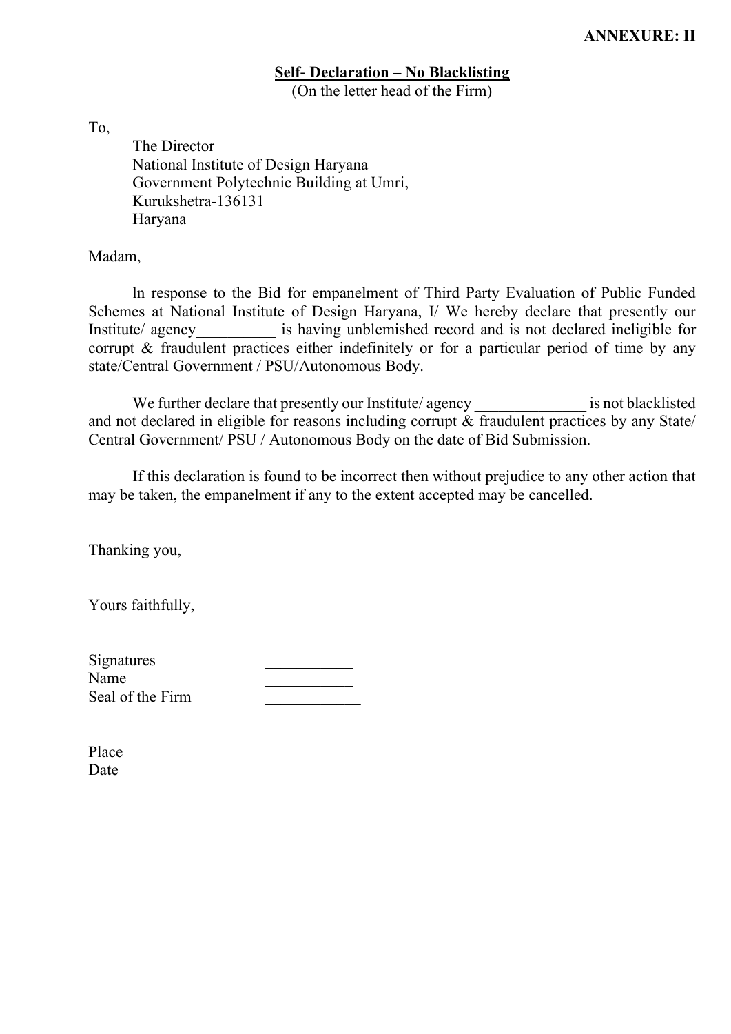**ANNEXURE: II**

**Self- Declaration – No Blacklisting**

(On the letter head of the Firm)

To,

The Director
National Institute of Design Haryana
Government Polytechnic Building at Umri,
Kurukshetra-136131
Haryana

Madam,

ln response to the Bid for empanelment of Third Party Evaluation of Public Funded Schemes at National Institute of Design Haryana, I/ We hereby declare that presently our Institute/ agency__________ is having unblemished record and is not declared ineligible for corrupt & fraudulent practices either indefinitely or for a particular period of time by any state/Central Government / PSU/Autonomous Body.

We further declare that presently our Institute/ agency ______________ is not blacklisted and not declared in eligible for reasons including corrupt & fraudulent practices by any State/ Central Government/ PSU / Autonomous Body on the date of Bid Submission.

If this declaration is found to be incorrect then without prejudice to any other action that may be taken, the empanelment if any to the extent accepted may be cancelled.

Thanking you,

Yours faithfully,

Signatures ___________
Name ___________
Seal of the Firm ____________

Place ________
Date _________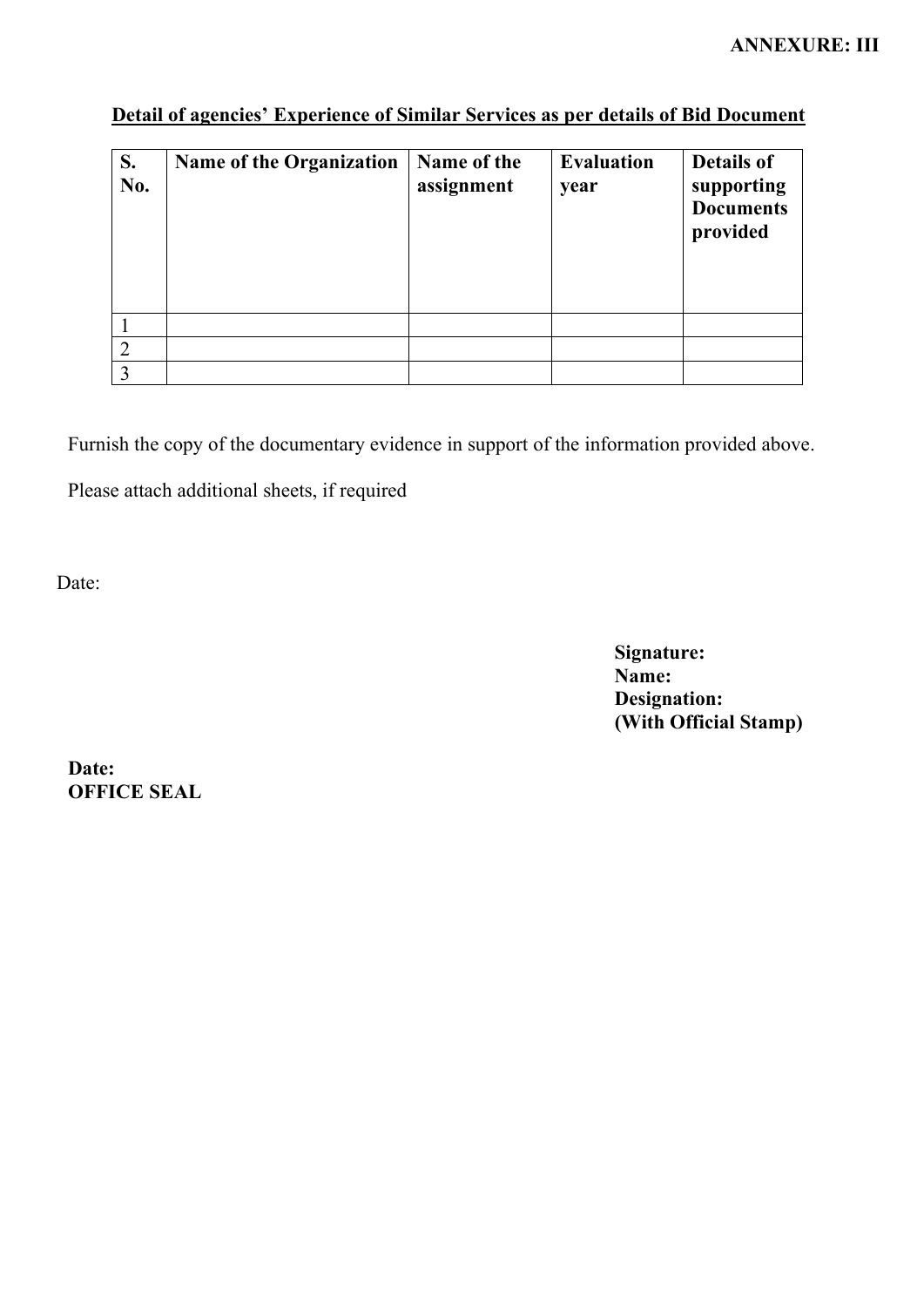**ANNEXURE: III**

**Detail of agencies' Experience of Similar Services as per details of Bid Document**

| S. No. | Name of the Organization | Name of the assignment | Evaluation year | Details of supporting Documents provided |
|---|---|---|---|---|
| 1 | | | | |
| 2 | | | | |
| 3 | | | | |

Furnish the copy of the documentary evidence in support of the information provided above.

Please attach additional sheets, if required

Date:

**Signature:**
**Name:**
**Designation:**
**(With Official Stamp)**

**Date:**
**OFFICE SEAL**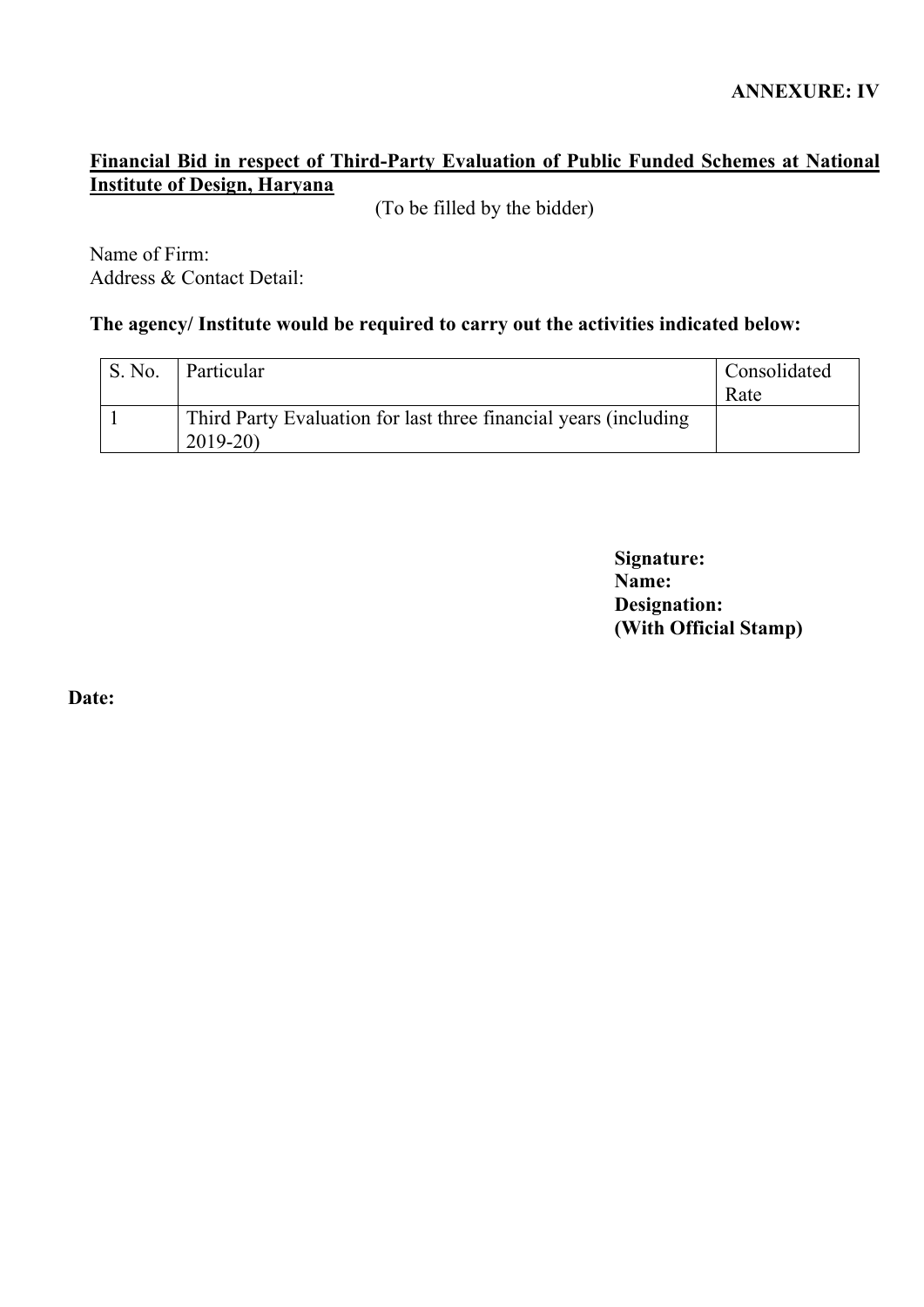**ANNEXURE: IV**

**Financial Bid in respect of Third-Party Evaluation of Public Funded Schemes at National Institute of Design, Haryana**

(To be filled by the bidder)

Name of Firm:
Address & Contact Detail:

**The agency/ Institute would be required to carry out the activities indicated below:**

| S. No. | Particular | Consolidated Rate |
|---|---|---|
| 1 | Third Party Evaluation for last three financial years (including 2019-20) | |

**Signature:**
**Name:**
**Designation:**
**(With Official Stamp)**

**Date:**